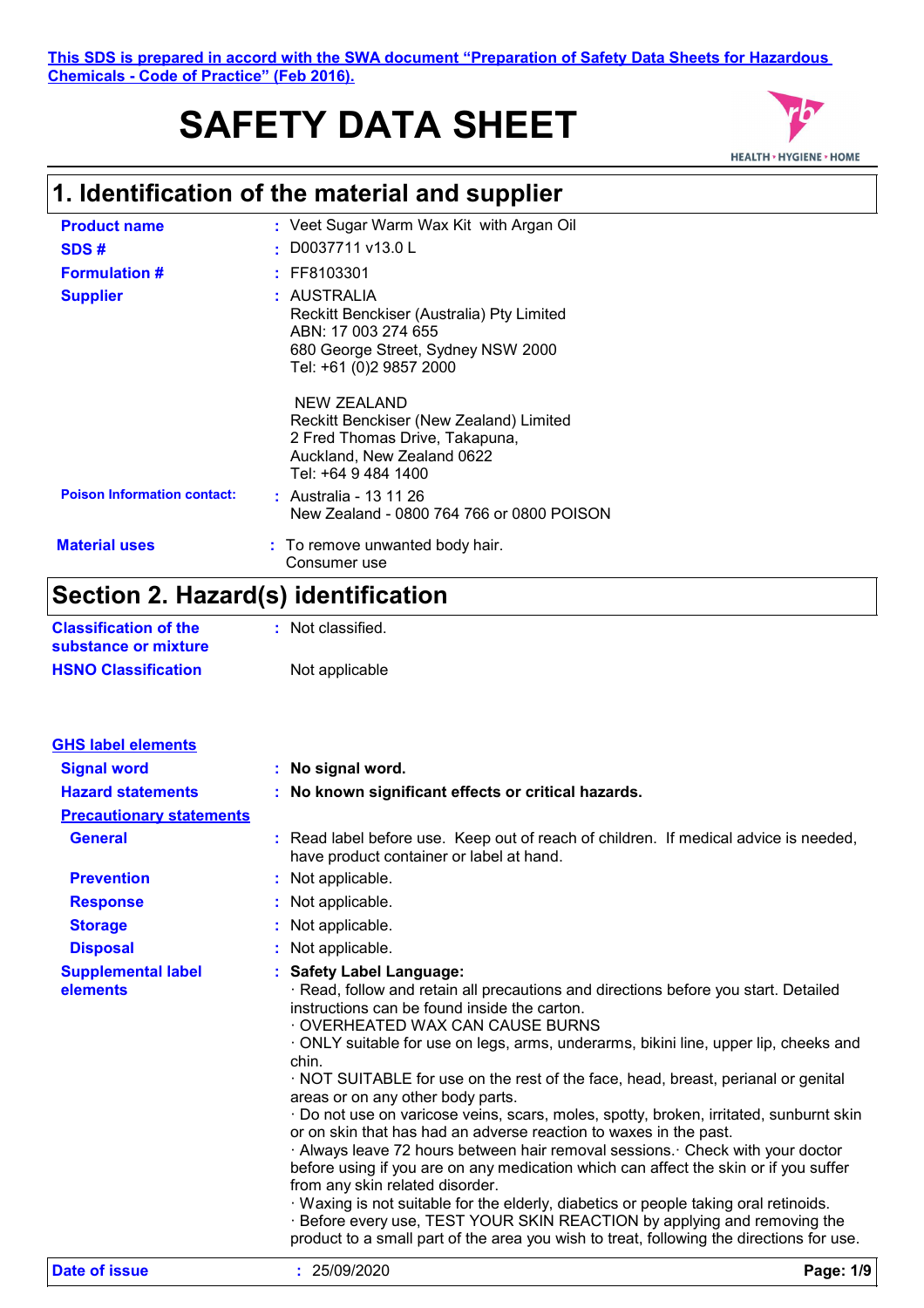This SDS is prepared in accord with the SWA document "Preparation of Safety Data Sheets for Hazardous Chemicals - Code of Practice" (Feb 2016).

# SAFETY DATA SHEET

HEALTH • HYGIENE • HOME

## 1. Identification of the material and supplier

| | | |
|---|---|---|
| **Product name** | : | Veet Sugar Warm Wax Kit with Argan Oil |
| **SDS #** | : | D0037711 v13.0 L |
| **Formulation #** | : | FF8103301 |
| **Supplier** | : | AUSTRALIA<br>Reckitt Benckiser (Australia) Pty Limited<br>ABN: 17 003 274 655<br>680 George Street, Sydney NSW 2000<br>Tel: +61 (0)2 9857 2000<br><br>NEW ZEALAND<br>Reckitt Benckiser (New Zealand) Limited<br>2 Fred Thomas Drive, Takapuna,<br>Auckland, New Zealand 0622<br>Tel: +64 9 484 1400 |
| **Poison Information contact:** | : | Australia - 13 11 26<br>New Zealand - 0800 764 766 or 0800 POISON |
| **Material uses** | : | To remove unwanted body hair.<br>Consumer use |

## Section 2. Hazard(s) identification

| | | |
|---|---|---|
| **Classification of the substance or mixture** | : | Not classified. |
| **HSNO Classification** | | Not applicable |

**GHS label elements**

| | | |
|---|---|---|
| **Signal word** | : | **No signal word.** |
| **Hazard statements** | : | **No known significant effects or critical hazards.** |

**Precautionary statements**

| | | |
|---|---|---|
| **General** | : | Read label before use. Keep out of reach of children. If medical advice is needed, have product container or label at hand. |
| **Prevention** | : | Not applicable. |
| **Response** | : | Not applicable. |
| **Storage** | : | Not applicable. |
| **Disposal** | : | Not applicable. |

**Supplemental label elements** : **Safety Label Language:**

· Read, follow and retain all precautions and directions before you start. Detailed instructions can be found inside the carton.
· OVERHEATED WAX CAN CAUSE BURNS
· ONLY suitable for use on legs, arms, underarms, bikini line, upper lip, cheeks and chin.
· NOT SUITABLE for use on the rest of the face, head, breast, perianal or genital areas or on any other body parts.
· Do not use on varicose veins, scars, moles, spotty, broken, irritated, sunburnt skin or on skin that has had an adverse reaction to waxes in the past.
· Always leave 72 hours between hair removal sessions.· Check with your doctor before using if you are on any medication which can affect the skin or if you suffer from any skin related disorder.
· Waxing is not suitable for the elderly, diabetics or people taking oral retinoids.
· Before every use, TEST YOUR SKIN REACTION by applying and removing the product to a small part of the area you wish to treat, following the directions for use.

**Date of issue** : 25/09/2020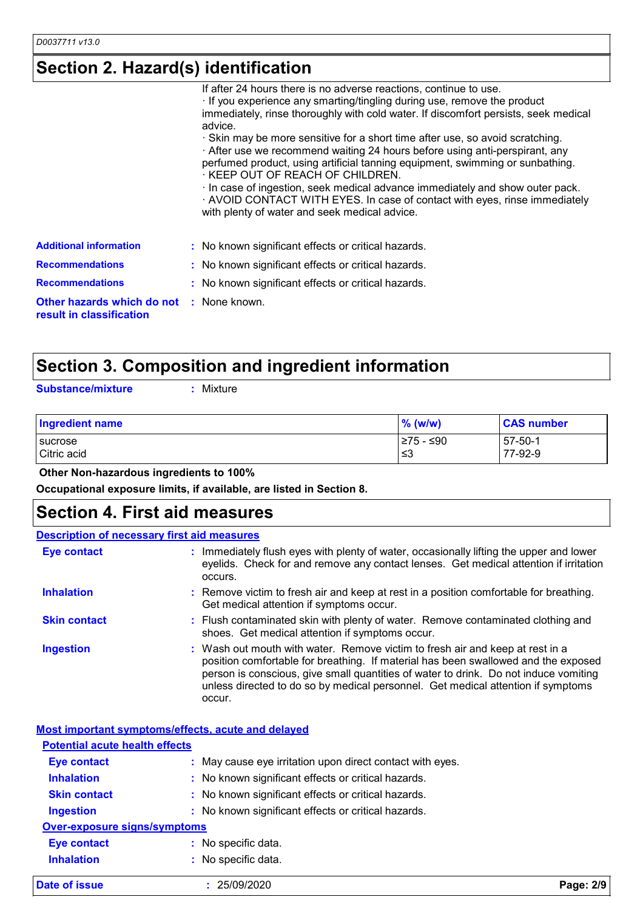# Section 2. Hazard(s) identification

If after 24 hours there is no adverse reactions, continue to use.
· If you experience any smarting/tingling during use, remove the product immediately, rinse thoroughly with cold water. If discomfort persists, seek medical advice.
· Skin may be more sensitive for a short time after use, so avoid scratching.
· After use we recommend waiting 24 hours before using anti-perspirant, any perfumed product, using artificial tanning equipment, swimming or sunbathing.
· KEEP OUT OF REACH OF CHILDREN.
· In case of ingestion, seek medical advance immediately and show outer pack.
· AVOID CONTACT WITH EYES. In case of contact with eyes, rinse immediately with plenty of water and seek medical advice.

**Additional information** : No known significant effects or critical hazards.

**Recommendations** : No known significant effects or critical hazards.

**Recommendations** : No known significant effects or critical hazards.

**Other hazards which do not result in classification** : None known.

# Section 3. Composition and ingredient information

**Substance/mixture** : Mixture

| Ingredient name | % (w/w) | CAS number |
|---|---|---|
| sucrose | ≥75 - ≤90 | 57-50-1 |
| Citric acid | ≤3 | 77-92-9 |

**Other Non-hazardous ingredients to 100%**

**Occupational exposure limits, if available, are listed in Section 8.**

# Section 4. First aid measures

## Description of necessary first aid measures

**Eye contact** : Immediately flush eyes with plenty of water, occasionally lifting the upper and lower eyelids. Check for and remove any contact lenses. Get medical attention if irritation occurs.

**Inhalation** : Remove victim to fresh air and keep at rest in a position comfortable for breathing. Get medical attention if symptoms occur.

**Skin contact** : Flush contaminated skin with plenty of water. Remove contaminated clothing and shoes. Get medical attention if symptoms occur.

**Ingestion** : Wash out mouth with water. Remove victim to fresh air and keep at rest in a position comfortable for breathing. If material has been swallowed and the exposed person is conscious, give small quantities of water to drink. Do not induce vomiting unless directed to do so by medical personnel. Get medical attention if symptoms occur.

## Most important symptoms/effects, acute and delayed

### Potential acute health effects

**Eye contact** : May cause eye irritation upon direct contact with eyes.

**Inhalation** : No known significant effects or critical hazards.

**Skin contact** : No known significant effects or critical hazards.

**Ingestion** : No known significant effects or critical hazards.

### Over-exposure signs/symptoms

**Eye contact** : No specific data.

**Inhalation** : No specific data.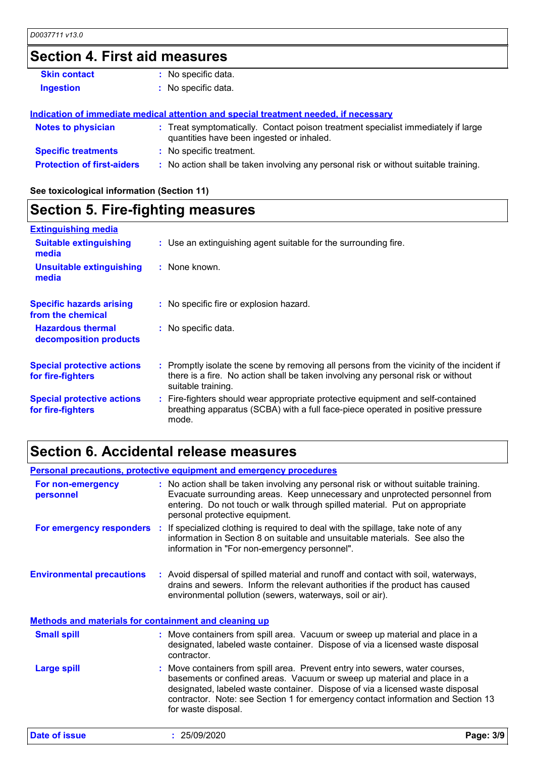## Section 4. First aid measures

**Skin contact** : No specific data.

**Ingestion** : No specific data.

**Indication of immediate medical attention and special treatment needed, if necessary**

**Notes to physician** : Treat symptomatically. Contact poison treatment specialist immediately if large quantities have been ingested or inhaled.

**Specific treatments** : No specific treatment.

**Protection of first-aiders** : No action shall be taken involving any personal risk or without suitable training.

**See toxicological information (Section 11)**

## Section 5. Fire-fighting measures

**Extinguishing media**

**Suitable extinguishing media** : Use an extinguishing agent suitable for the surrounding fire.

**Unsuitable extinguishing media** : None known.

**Specific hazards arising from the chemical** : No specific fire or explosion hazard.

**Hazardous thermal decomposition products** : No specific data.

**Special protective actions for fire-fighters** : Promptly isolate the scene by removing all persons from the vicinity of the incident if there is a fire. No action shall be taken involving any personal risk or without suitable training.

**Special protective actions for fire-fighters** : Fire-fighters should wear appropriate protective equipment and self-contained breathing apparatus (SCBA) with a full face-piece operated in positive pressure mode.

## Section 6. Accidental release measures

**Personal precautions, protective equipment and emergency procedures**

**For non-emergency personnel** : No action shall be taken involving any personal risk or without suitable training. Evacuate surrounding areas. Keep unnecessary and unprotected personnel from entering. Do not touch or walk through spilled material. Put on appropriate personal protective equipment.

**For emergency responders** : If specialized clothing is required to deal with the spillage, take note of any information in Section 8 on suitable and unsuitable materials. See also the information in "For non-emergency personnel".

**Environmental precautions** : Avoid dispersal of spilled material and runoff and contact with soil, waterways, drains and sewers. Inform the relevant authorities if the product has caused environmental pollution (sewers, waterways, soil or air).

**Methods and materials for containment and cleaning up**

**Small spill** : Move containers from spill area. Vacuum or sweep up material and place in a designated, labeled waste container. Dispose of via a licensed waste disposal contractor.

**Large spill** : Move containers from spill area. Prevent entry into sewers, water courses, basements or confined areas. Vacuum or sweep up material and place in a designated, labeled waste container. Dispose of via a licensed waste disposal contractor. Note: see Section 1 for emergency contact information and Section 13 for waste disposal.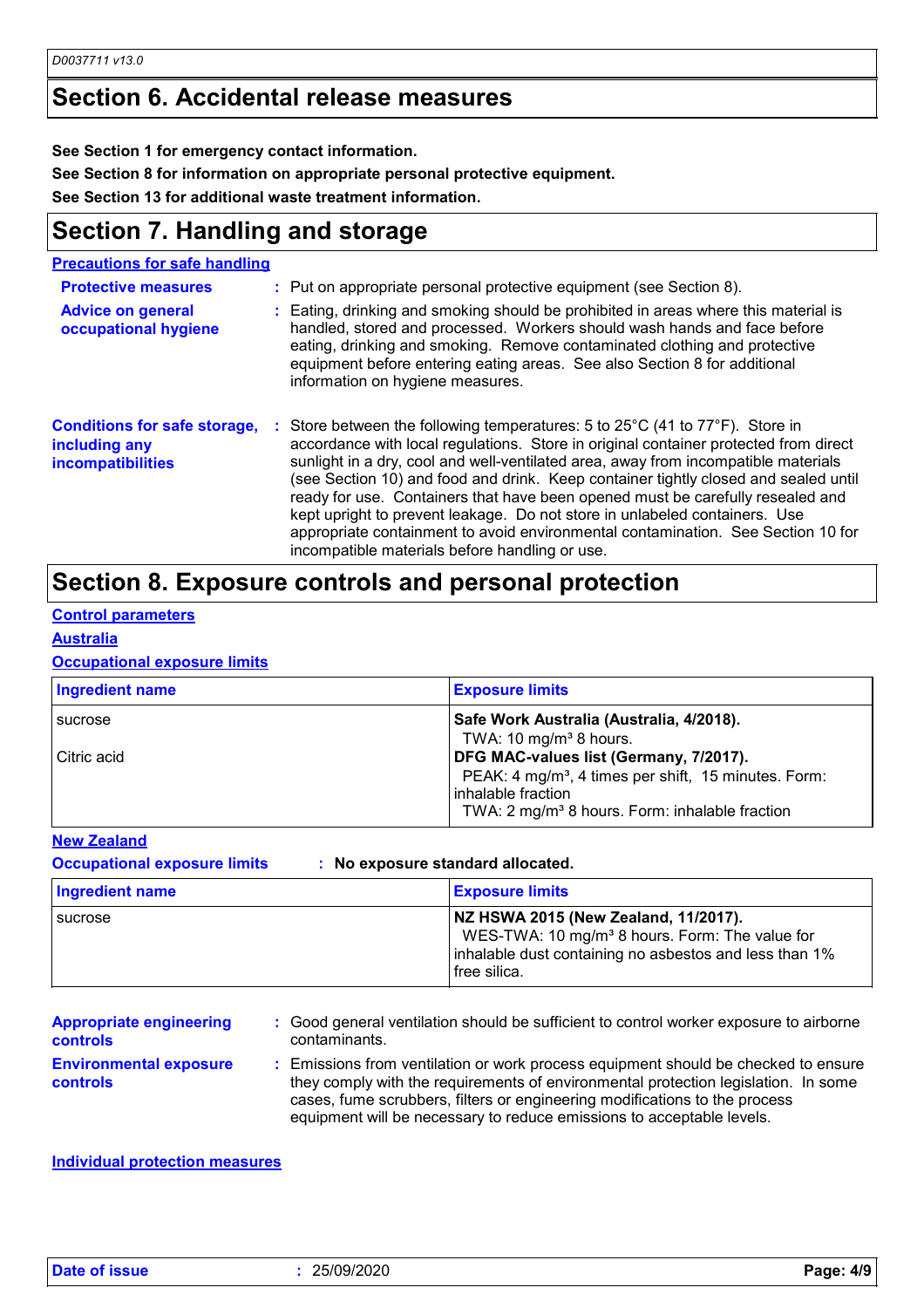## Section 6. Accidental release measures

**See Section 1 for emergency contact information.**

**See Section 8 for information on appropriate personal protective equipment.**

**See Section 13 for additional waste treatment information.**

## Section 7. Handling and storage

### Precautions for safe handling

**Protective measures** : Put on appropriate personal protective equipment (see Section 8).

**Advice on general occupational hygiene** : Eating, drinking and smoking should be prohibited in areas where this material is handled, stored and processed. Workers should wash hands and face before eating, drinking and smoking. Remove contaminated clothing and protective equipment before entering eating areas. See also Section 8 for additional information on hygiene measures.

**Conditions for safe storage, including any incompatibilities** : Store between the following temperatures: 5 to 25°C (41 to 77°F). Store in accordance with local regulations. Store in original container protected from direct sunlight in a dry, cool and well-ventilated area, away from incompatible materials (see Section 10) and food and drink. Keep container tightly closed and sealed until ready for use. Containers that have been opened must be carefully resealed and kept upright to prevent leakage. Do not store in unlabeled containers. Use appropriate containment to avoid environmental contamination. See Section 10 for incompatible materials before handling or use.

## Section 8. Exposure controls and personal protection

### Control parameters

### Australia

### Occupational exposure limits

| Ingredient name | Exposure limits |
| --- | --- |
| sucrose | **Safe Work Australia (Australia, 4/2018).** TWA: 10 mg/m³ 8 hours. |
| Citric acid | **DFG MAC-values list (Germany, 7/2017).** PEAK: 4 mg/m³, 4 times per shift, 15 minutes. Form: inhalable fraction TWA: 2 mg/m³ 8 hours. Form: inhalable fraction |

### New Zealand

**Occupational exposure limits** : **No exposure standard allocated.**

| Ingredient name | Exposure limits |
| --- | --- |
| sucrose | **NZ HSWA 2015 (New Zealand, 11/2017).** WES-TWA: 10 mg/m³ 8 hours. Form: The value for inhalable dust containing no asbestos and less than 1% free silica. |

**Appropriate engineering controls** : Good general ventilation should be sufficient to control worker exposure to airborne contaminants.

**Environmental exposure controls** : Emissions from ventilation or work process equipment should be checked to ensure they comply with the requirements of environmental protection legislation. In some cases, fume scrubbers, filters or engineering modifications to the process equipment will be necessary to reduce emissions to acceptable levels.

### Individual protection measures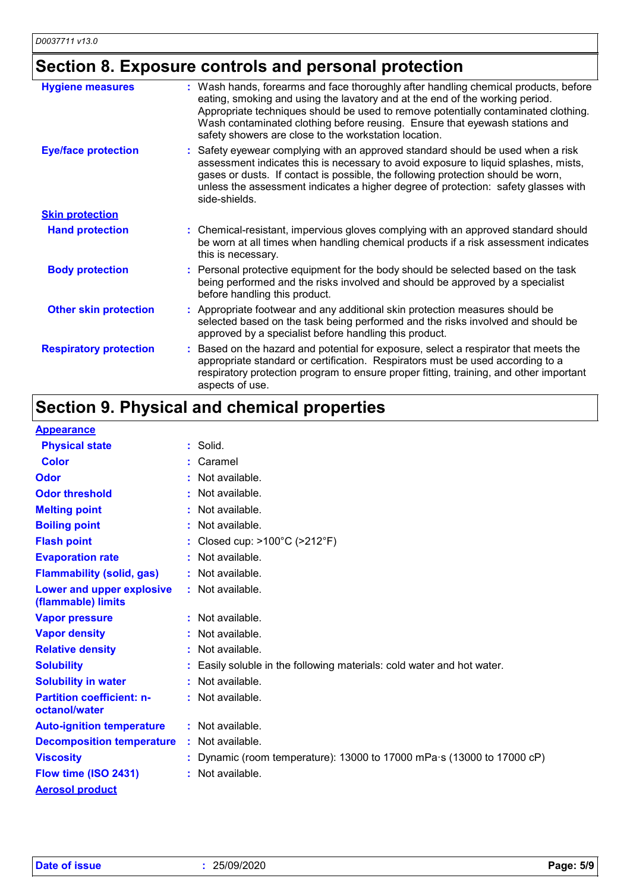## Section 8. Exposure controls and personal protection

| | |
|---|---|
| **Hygiene measures** | : Wash hands, forearms and face thoroughly after handling chemical products, before eating, smoking and using the lavatory and at the end of the working period. Appropriate techniques should be used to remove potentially contaminated clothing. Wash contaminated clothing before reusing. Ensure that eyewash stations and safety showers are close to the workstation location. |
| **Eye/face protection** | : Safety eyewear complying with an approved standard should be used when a risk assessment indicates this is necessary to avoid exposure to liquid splashes, mists, gases or dusts. If contact is possible, the following protection should be worn, unless the assessment indicates a higher degree of protection: safety glasses with side-shields. |
| **Skin protection** | |
| **Hand protection** | : Chemical-resistant, impervious gloves complying with an approved standard should be worn at all times when handling chemical products if a risk assessment indicates this is necessary. |
| **Body protection** | : Personal protective equipment for the body should be selected based on the task being performed and the risks involved and should be approved by a specialist before handling this product. |
| **Other skin protection** | : Appropriate footwear and any additional skin protection measures should be selected based on the task being performed and the risks involved and should be approved by a specialist before handling this product. |
| **Respiratory protection** | : Based on the hazard and potential for exposure, select a respirator that meets the appropriate standard or certification. Respirators must be used according to a respiratory protection program to ensure proper fitting, training, and other important aspects of use. |

## Section 9. Physical and chemical properties

| | |
|---|---|
| **Appearance** | |
| **Physical state** | : Solid. |
| **Color** | : Caramel |
| **Odor** | : Not available. |
| **Odor threshold** | : Not available. |
| **Melting point** | : Not available. |
| **Boiling point** | : Not available. |
| **Flash point** | : Closed cup: >100°C (>212°F) |
| **Evaporation rate** | : Not available. |
| **Flammability (solid, gas)** | : Not available. |
| **Lower and upper explosive (flammable) limits** | : Not available. |
| **Vapor pressure** | : Not available. |
| **Vapor density** | : Not available. |
| **Relative density** | : Not available. |
| **Solubility** | : Easily soluble in the following materials: cold water and hot water. |
| **Solubility in water** | : Not available. |
| **Partition coefficient: n-octanol/water** | : Not available. |
| **Auto-ignition temperature** | : Not available. |
| **Decomposition temperature** | : Not available. |
| **Viscosity** | : Dynamic (room temperature): 13000 to 17000 mPa·s (13000 to 17000 cP) |
| **Flow time (ISO 2431)** | : Not available. |
| **Aerosol product** | |

**Date of issue** : 25/09/2020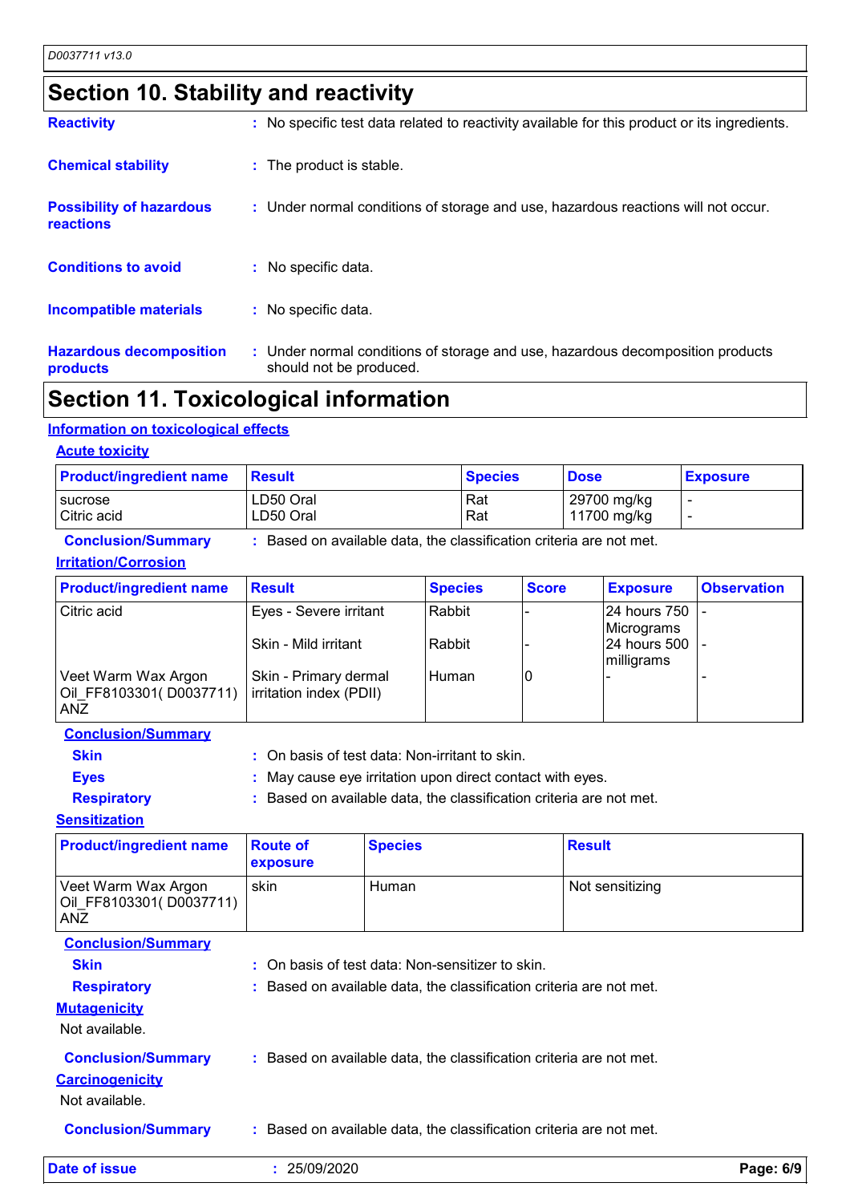## Section 10. Stability and reactivity

**Reactivity** : No specific test data related to reactivity available for this product or its ingredients.

**Chemical stability** : The product is stable.

**Possibility of hazardous reactions** : Under normal conditions of storage and use, hazardous reactions will not occur.

**Conditions to avoid** : No specific data.

**Incompatible materials** : No specific data.

**Hazardous decomposition products** : Under normal conditions of storage and use, hazardous decomposition products should not be produced.

## Section 11. Toxicological information

### Information on toxicological effects

#### Acute toxicity

| Product/ingredient name | Result | Species | Dose | Exposure |
|---|---|---|---|---|
| sucrose | LD50 Oral | Rat | 29700 mg/kg | - |
| Citric acid | LD50 Oral | Rat | 11700 mg/kg | - |

**Conclusion/Summary** : Based on available data, the classification criteria are not met.

#### Irritation/Corrosion

| Product/ingredient name | Result | Species | Score | Exposure | Observation |
|---|---|---|---|---|---|
| Citric acid | Eyes - Severe irritant | Rabbit | - | 24 hours 750 Micrograms | - |
| | Skin - Mild irritant | Rabbit | - | 24 hours 500 milligrams | - |
| Veet Warm Wax Argon Oil_FF8103301( D0037711) ANZ | Skin - Primary dermal irritation index (PDII) | Human | 0 | - | - |

**Conclusion/Summary**

**Skin** : On basis of test data: Non-irritant to skin.

**Eyes** : May cause eye irritation upon direct contact with eyes.

**Respiratory** : Based on available data, the classification criteria are not met.

#### Sensitization

| Product/ingredient name | Route of exposure | Species | Result |
|---|---|---|---|
| Veet Warm Wax Argon Oil_FF8103301( D0037711) ANZ | skin | Human | Not sensitizing |

**Conclusion/Summary**

**Skin** : On basis of test data: Non-sensitizer to skin.

**Respiratory** : Based on available data, the classification criteria are not met.

#### Mutagenicity

Not available.

**Conclusion/Summary** : Based on available data, the classification criteria are not met.

#### Carcinogenicity

Not available.

**Conclusion/Summary** : Based on available data, the classification criteria are not met.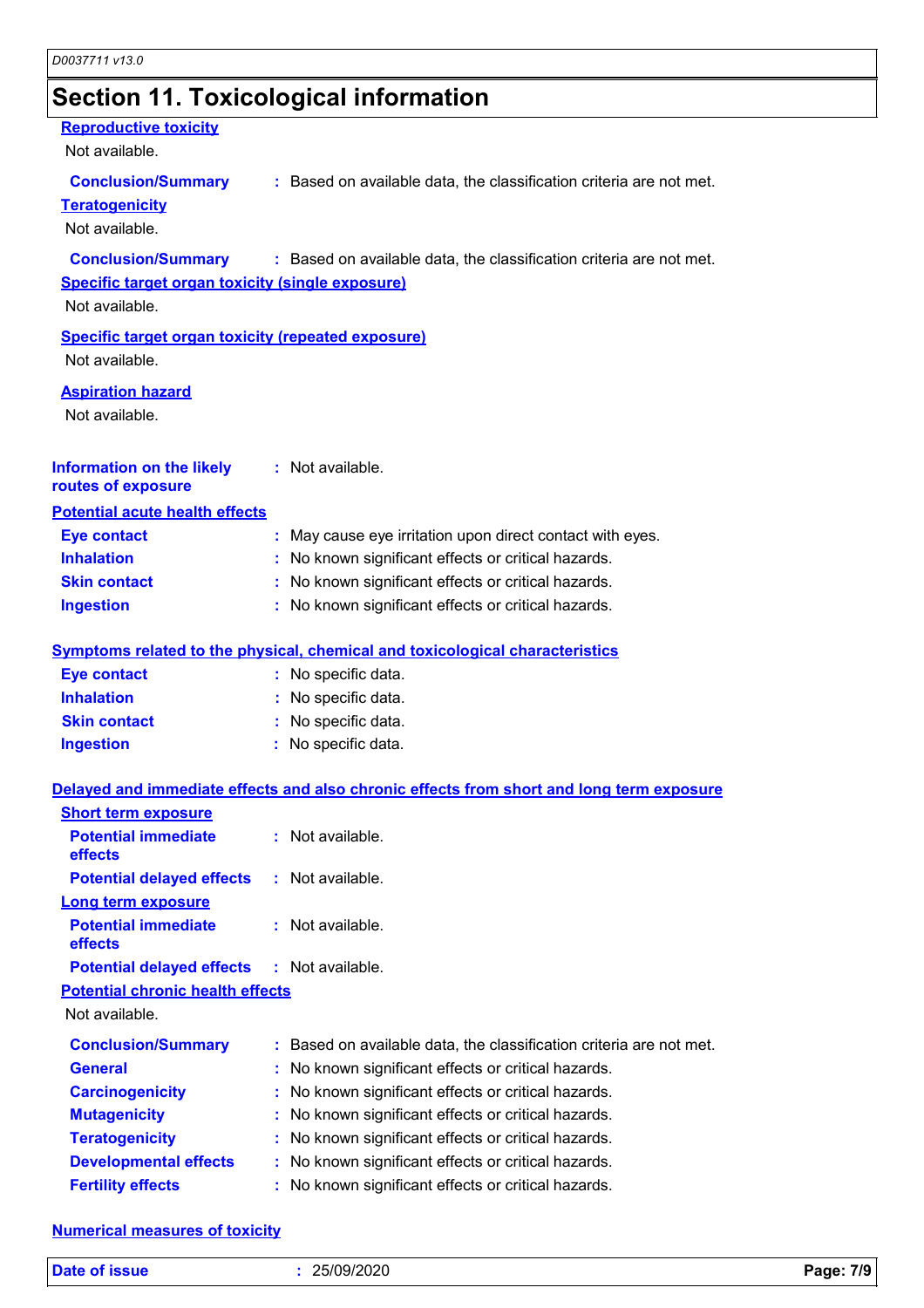# Section 11. Toxicological information

**Reproductive toxicity**

Not available.

**Conclusion/Summary** : Based on available data, the classification criteria are not met.

**Teratogenicity**

Not available.

**Conclusion/Summary** : Based on available data, the classification criteria are not met.

**Specific target organ toxicity (single exposure)**

Not available.

**Specific target organ toxicity (repeated exposure)**

Not available.

**Aspiration hazard**

Not available.

**Information on the likely routes of exposure** : Not available.

**Potential acute health effects**

| | |
|---|---|
| **Eye contact** | May cause eye irritation upon direct contact with eyes. |
| **Inhalation** | No known significant effects or critical hazards. |
| **Skin contact** | No known significant effects or critical hazards. |
| **Ingestion** | No known significant effects or critical hazards. |

**Symptoms related to the physical, chemical and toxicological characteristics**

| | |
|---|---|
| **Eye contact** | No specific data. |
| **Inhalation** | No specific data. |
| **Skin contact** | No specific data. |
| **Ingestion** | No specific data. |

**Delayed and immediate effects and also chronic effects from short and long term exposure**

**Short term exposure**

| | |
|---|---|
| **Potential immediate effects** | Not available. |
| **Potential delayed effects** | Not available. |

**Long term exposure**

| | |
|---|---|
| **Potential immediate effects** | Not available. |
| **Potential delayed effects** | Not available. |

**Potential chronic health effects**

Not available.

| | |
|---|---|
| **Conclusion/Summary** | Based on available data, the classification criteria are not met. |
| **General** | No known significant effects or critical hazards. |
| **Carcinogenicity** | No known significant effects or critical hazards. |
| **Mutagenicity** | No known significant effects or critical hazards. |
| **Teratogenicity** | No known significant effects or critical hazards. |
| **Developmental effects** | No known significant effects or critical hazards. |
| **Fertility effects** | No known significant effects or critical hazards. |

**Numerical measures of toxicity**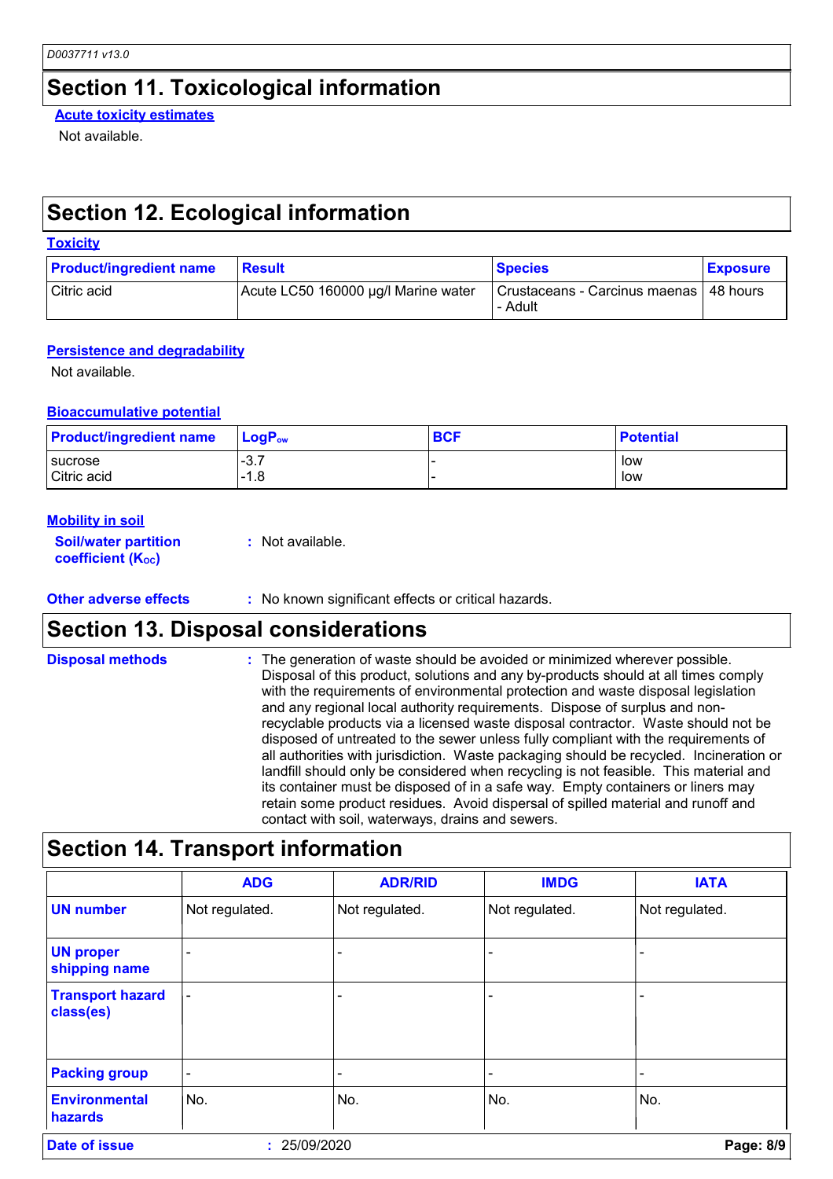## Section 11. Toxicological information

**Acute toxicity estimates**

Not available.

## Section 12. Ecological information

**Toxicity**

| Product/ingredient name | Result | Species | Exposure |
|---|---|---|---|
| Citric acid | Acute LC50 160000 µg/l Marine water | Crustaceans - Carcinus maenas - Adult | 48 hours |

**Persistence and degradability**

Not available.

**Bioaccumulative potential**

| Product/ingredient name | $LogP_{ow}$ | BCF | Potential |
|---|---|---|---|
| sucrose | -3.7 | - | low |
| Citric acid | -1.8 | - | low |

**Mobility in soil**

**Soil/water partition coefficient ($K_{OC}$)** : Not available.

**Other adverse effects** : No known significant effects or critical hazards.

## Section 13. Disposal considerations

**Disposal methods** : The generation of waste should be avoided or minimized wherever possible. Disposal of this product, solutions and any by-products should at all times comply with the requirements of environmental protection and waste disposal legislation and any regional local authority requirements. Dispose of surplus and non-recyclable products via a licensed waste disposal contractor. Waste should not be disposed of untreated to the sewer unless fully compliant with the requirements of all authorities with jurisdiction. Waste packaging should be recycled. Incineration or landfill should only be considered when recycling is not feasible. This material and its container must be disposed of in a safe way. Empty containers or liners may retain some product residues. Avoid dispersal of spilled material and runoff and contact with soil, waterways, drains and sewers.

## Section 14. Transport information

| | ADG | ADR/RID | IMDG | IATA |
|---|---|---|---|---|
| UN number | Not regulated. | Not regulated. | Not regulated. | Not regulated. |
| UN proper shipping name | - | - | - | - |
| Transport hazard class(es) | - | - | - | - |
| Packing group | - | - | - | - |
| Environmental hazards | No. | No. | No. | No. |

**Date of issue** : 25/09/2020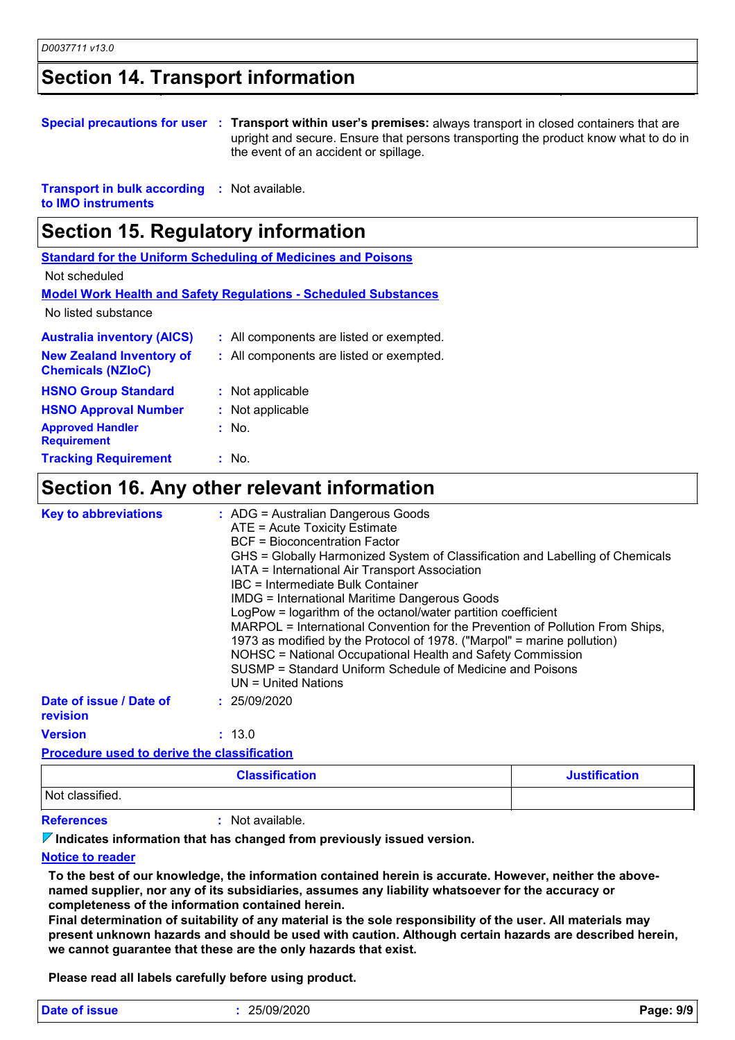## Section 14. Transport information

**Special precautions for user** : **Transport within user's premises:** always transport in closed containers that are upright and secure. Ensure that persons transporting the product know what to do in the event of an accident or spillage.

**Transport in bulk according to IMO instruments** : Not available.

## Section 15. Regulatory information

**Standard for the Uniform Scheduling of Medicines and Poisons**

Not scheduled

**Model Work Health and Safety Regulations - Scheduled Substances**

No listed substance

**Australia inventory (AICS)** : All components are listed or exempted.

**New Zealand Inventory of Chemicals (NZIoC)** : All components are listed or exempted.

**HSNO Group Standard** : Not applicable

**HSNO Approval Number** : Not applicable

**Approved Handler Requirement** : No.

**Tracking Requirement** : No.

## Section 16. Any other relevant information

**Key to abbreviations** :
ADG = Australian Dangerous Goods
ATE = Acute Toxicity Estimate
BCF = Bioconcentration Factor
GHS = Globally Harmonized System of Classification and Labelling of Chemicals
IATA = International Air Transport Association
IBC = Intermediate Bulk Container
IMDG = International Maritime Dangerous Goods
LogPow = logarithm of the octanol/water partition coefficient
MARPOL = International Convention for the Prevention of Pollution From Ships, 1973 as modified by the Protocol of 1978. ("Marpol" = marine pollution)
NOHSC = National Occupational Health and Safety Commission
SUSMP = Standard Uniform Schedule of Medicine and Poisons
UN = United Nations

**Date of issue / Date of revision** : 25/09/2020

**Version** : 13.0

**Procedure used to derive the classification**

| Classification | Justification |
|---|---|
| Not classified. | |

**References** : Not available.

**Indicates information that has changed from previously issued version.**

**Notice to reader**

**To the best of our knowledge, the information contained herein is accurate. However, neither the above-named supplier, nor any of its subsidiaries, assumes any liability whatsoever for the accuracy or completeness of the information contained herein.**
**Final determination of suitability of any material is the sole responsibility of the user. All materials may present unknown hazards and should be used with caution. Although certain hazards are described herein, we cannot guarantee that these are the only hazards that exist.**

**Please read all labels carefully before using product.**